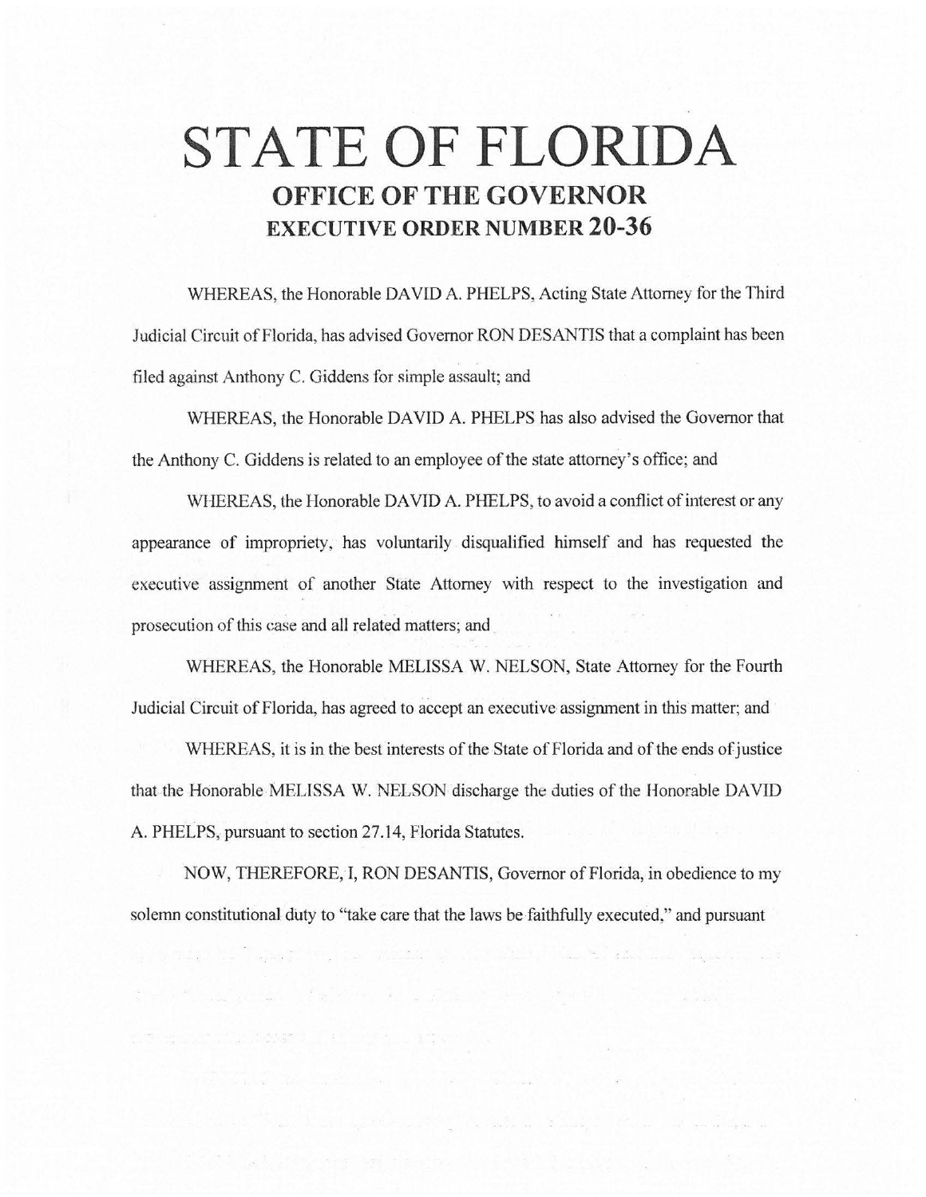# STATE OF FLORIDA

## OFFICE OF THE GOVERNOR

## EXECUTIVE ORDER NUMBER 20-36

WHEREAS, the Honorable DAVID A. PHELPS, Acting State Attorney for the Third Judicial Circuit of Florida, has advised Governor RON DESANTIS that a complaint has been filed against Anthony C. Giddens for simple assault; and

WHEREAS, the Honorable DAVID A. PHELPS has also advised the Governor that the Anthony C. Giddens is related to an employee of the state attorney's office; and

WHEREAS, the Honorable DAVID A. PHELPS, to avoid a conflict of interest or any appearance of impropriety, has voluntarily disqualified himself and has requested the executive assignment of another State Attorney with respect to the investigation and prosecution of this case and all related matters; and

WHEREAS, the Honorable MELISSA W. NELSON, State Attorney for the Fourth Judicial Circuit of Florida, has agreed to accept an executive assignment in this matter; and

WHEREAS, it is in the best interests of the State of Florida and of the ends of justice that the Honorable MELISSA W. NELSON discharge the duties of the Honorable DAVID A. PHELPS, pursuant to section 27.14, Florida Statutes.

NOW, THEREFORE, I, RON DESANTIS, Governor of Florida, in obedience to my solemn constitutional duty to "take care that the laws be faithfully executed," and pursuant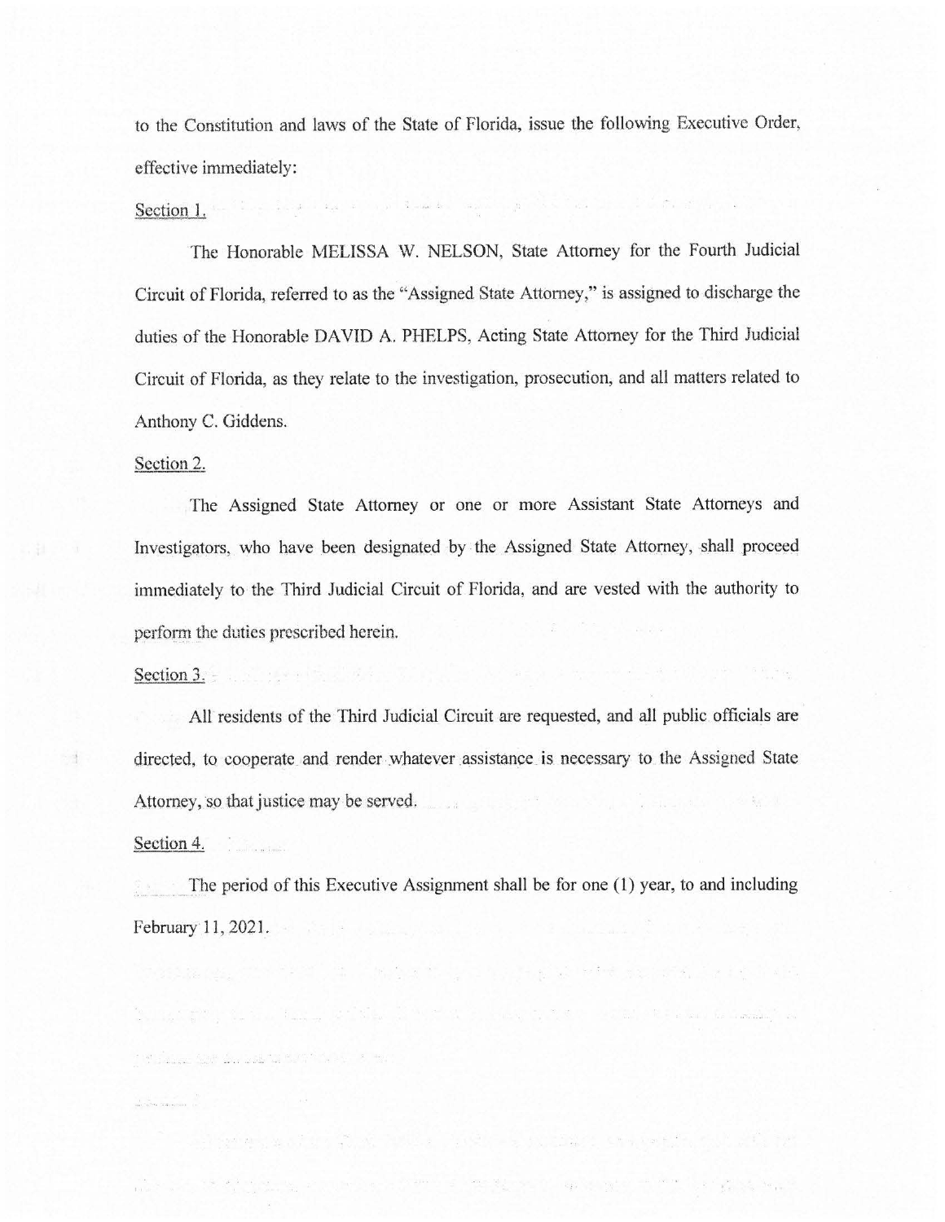to the Constitution and laws of the State of Florida, issue the following Executive Order, effective immediately:

Section 1.

The Honorable MELISSA W. NELSON, State Attorney for the Fourth Judicial Circuit of Florida, referred to as the "Assigned State Attorney," is assigned to discharge the duties of the Honorable DAVID A. PHELPS, Acting State Attorney for the Third Judicial Circuit of Florida, as they relate to the investigation, prosecution, and all matters related to Anthony C. Giddens.

Section 2.

The Assigned State Attorney or one or more Assistant State Attorneys and Investigators, who have been designated by the Assigned State Attorney, shall proceed immediately to the Third Judicial Circuit of Florida, and are vested with the authority to perform the duties prescribed herein.

Section 3.

All residents of the Third Judicial Circuit are requested, and all public officials are directed, to cooperate and render whatever assistance is necessary to the Assigned State Attorney, so that justice may be served.

Section 4.

The period of this Executive Assignment shall be for one (1) year, to and including February 11, 2021.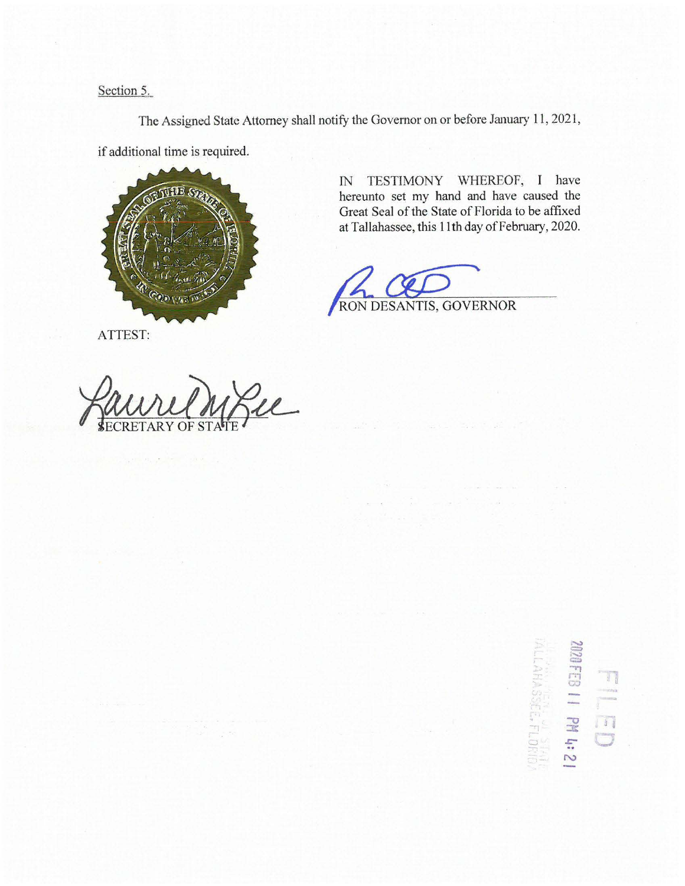Section 5.

The Assigned State Attorney shall notify the Governor on or before January 11, 2021, if additional time is required.

IN TESTIMONY WHEREOF, I have hereunto set my hand and have caused the Great Seal of the State of Florida to be affixed at Tallahassee, this 11th day of February, 2020.

RON DESANTIS, GOVERNOR

ATTEST:

SECRETARY OF STATE

FILED

2020 FEB 11 PM 4:21

DEPARTMENT OF STATE
TALLAHASSEE, FLORIDA